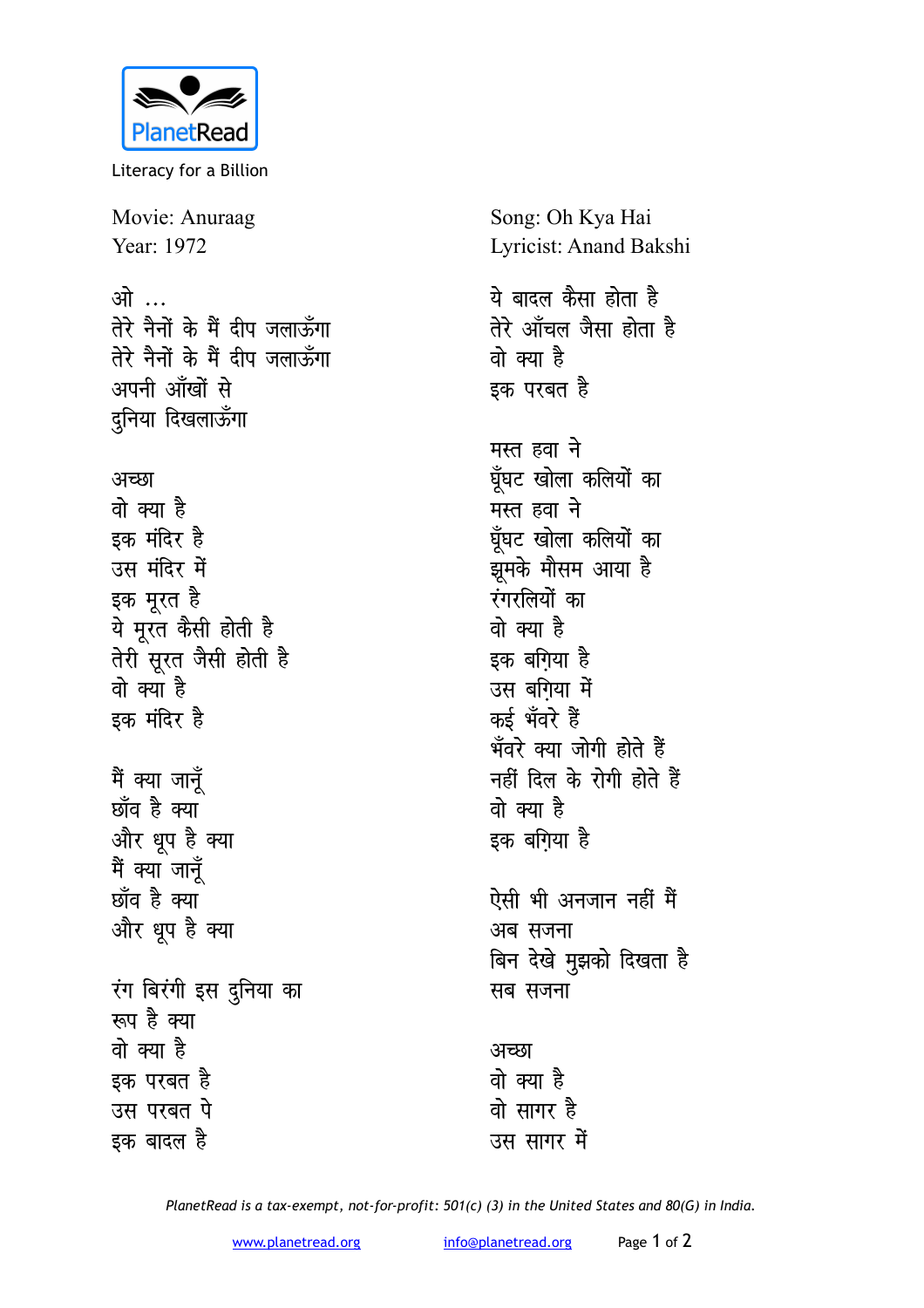PlanetRead

Literacy for a Billion

Movie: Anuraag
Year: 1972

Song: Oh Kya Hai
Lyricist: Anand Bakshi

ओ ...
तेरे नैनों के मैं दीप जलाऊँगा
तेरे नैनों के मैं दीप जलाऊँगा
अपनी आँखों से
दुनिया दिखलाऊँगा

अच्छा
वो क्या है
इक मंदिर है
उस मंदिर में
इक मूरत है
ये मूरत कैसी होती है
तेरी सूरत जैसी होती है
वो क्या है
इक मंदिर है

मैं क्या जानूँ
छाँव है क्या
और धूप है क्या
मैं क्या जानूँ
छाँव है क्या
और धूप है क्या

रंग बिरंगी इस दुनिया का
रूप है क्या
वो क्या है
इक परबत है
उस परबत पे
इक बादल है
ये बादल कैसा होता है
तेरे आँचल जैसा होता है
वो क्या है
इक परबत है

मस्त हवा ने
घूँघट खोला कलियों का
मस्त हवा ने
घूँघट खोला कलियों का
झूमके मौसम आया है
रंगरलियों का
वो क्या है
इक बग़िया है
उस बग़िया में
कई भँवरे हैं
भँवरे क्या जोगी होते हैं
नहीं दिल के रोगी होते हैं
वो क्या है
इक बग़िया है

ऐसी भी अनजान नहीं मैं
अब सजना
बिन देखे मुझको दिखता है
सब सजना

अच्छा
वो क्या है
वो सागर है
उस सागर में

*PlanetRead is a tax-exempt, not-for-profit: 501(c) (3) in the United States and 80(G) in India.*

www.planetread.org info@planetread.org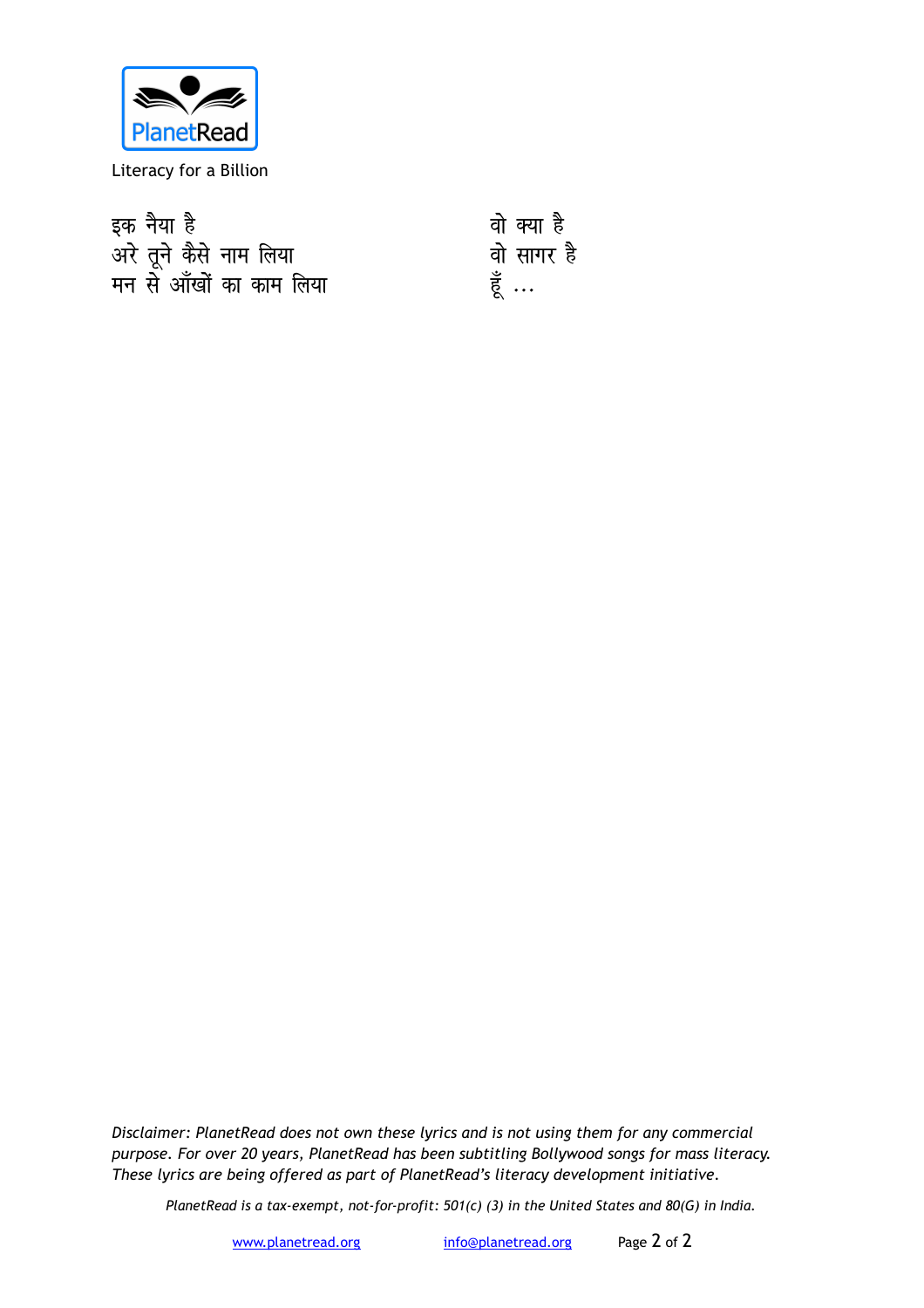इक नैया है
अरे तूने कैसे नाम लिया
मन से आँखों का काम लिया

वो क्या है
वो सागर है
हूँ …

*Disclaimer: PlanetRead does not own these lyrics and is not using them for any commercial purpose. For over 20 years, PlanetRead has been subtitling Bollywood songs for mass literacy. These lyrics are being offered as part of PlanetRead's literacy development initiative.*

*PlanetRead is a tax-exempt, not-for-profit: 501(c) (3) in the United States and 80(G) in India.*

www.planetread.org info@planetread.org